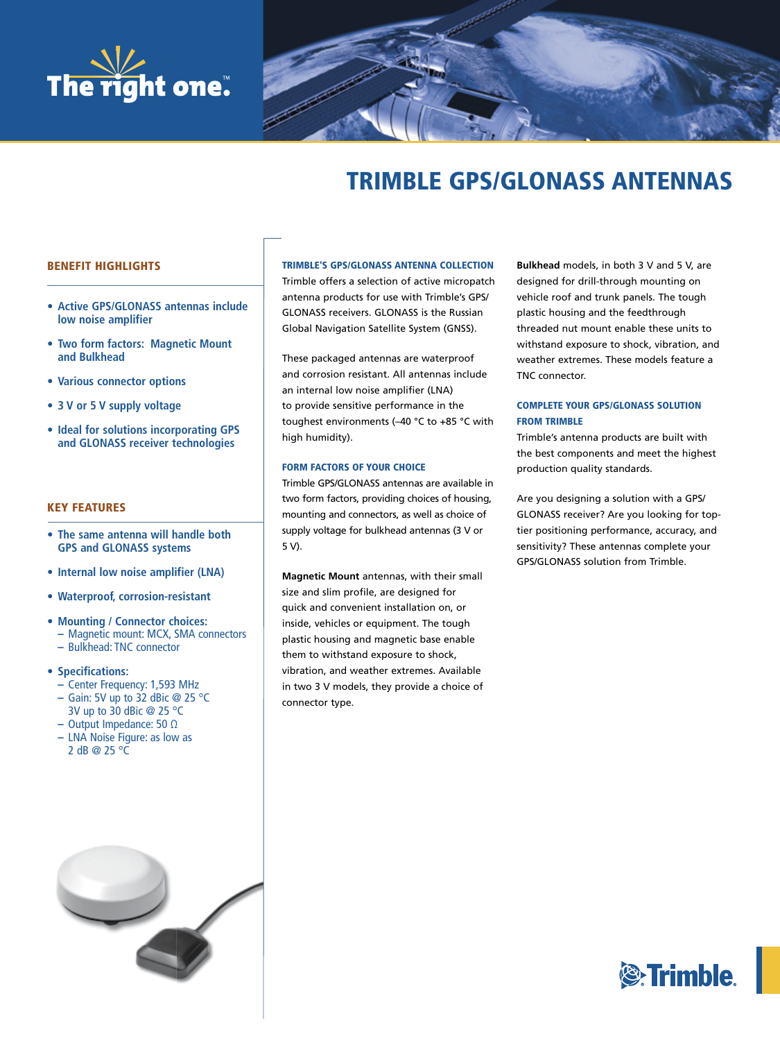The right one.™

# TRIMBLE GPS/GLONASS ANTENNAS

## BENEFIT HIGHLIGHTS

- **Active GPS/GLONASS antennas include low noise amplifier**
- **Two form factors: Magnetic Mount and Bulkhead**
- **Various connector options**
- **3 V or 5 V supply voltage**
- **Ideal for solutions incorporating GPS and GLONASS receiver technologies**

## KEY FEATURES

- **The same antenna will handle both GPS and GLONASS systems**
- **Internal low noise amplifier (LNA)**
- **Waterproof, corrosion-resistant**
- **Mounting / Connector choices:**
  - Magnetic mount: MCX, SMA connectors
  - Bulkhead: TNC connector
- **Specifications:**
  - Center Frequency: 1,593 MHz
  - Gain: 5V up to 32 dBic @ 25 °C
    3V up to 30 dBic @ 25 °C
  - Output Impedance: 50 Ω
  - LNA Noise Figure: as low as 2 dB @ 25 °C

### TRIMBLE'S GPS/GLONASS ANTENNA COLLECTION

Trimble offers a selection of active micropatch antenna products for use with Trimble's GPS/GLONASS receivers. GLONASS is the Russian Global Navigation Satellite System (GNSS).

These packaged antennas are waterproof and corrosion resistant. All antennas include an internal low noise amplifier (LNA) to provide sensitive performance in the toughest environments (–40 °C to +85 °C with high humidity).

### FORM FACTORS OF YOUR CHOICE

Trimble GPS/GLONASS antennas are available in two form factors, providing choices of housing, mounting and connectors, as well as choice of supply voltage for bulkhead antennas (3 V or 5 V).

**Magnetic Mount** antennas, with their small size and slim profile, are designed for quick and convenient installation on, or inside, vehicles or equipment. The tough plastic housing and magnetic base enable them to withstand exposure to shock, vibration, and weather extremes. Available in two 3 V models, they provide a choice of connector type.

**Bulkhead** models, in both 3 V and 5 V, are designed for drill-through mounting on vehicle roof and trunk panels. The tough plastic housing and the feedthrough threaded nut mount enable these units to withstand exposure to shock, vibration, and weather extremes. These models feature a TNC connector.

### COMPLETE YOUR GPS/GLONASS SOLUTION FROM TRIMBLE

Trimble's antenna products are built with the best components and meet the highest production quality standards.

Are you designing a solution with a GPS/GLONASS receiver? Are you looking for top-tier positioning performance, accuracy, and sensitivity? These antennas complete your GPS/GLONASS solution from Trimble.

Trimble.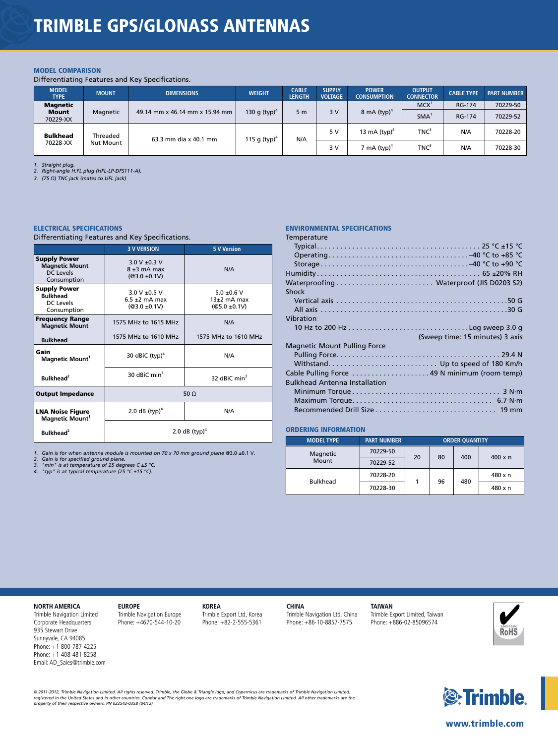# TRIMBLE GPS/GLONASS ANTENNAS

## MODEL COMPARISON

Differentiating Features and Key Specifications.

| MODEL TYPE | MOUNT | DIMENSIONS | WEIGHT | CABLE LENGTH | SUPPLY VOLTAGE | POWER CONSUMPTION | OUTPUT CONNECTOR | CABLE TYPE | PART NUMBER |
|---|---|---|---|---|---|---|---|---|---|
| **Magnetic Mount** 70229-XX | Magnetic | 49.14 mm x 46.14 mm x 15.94 mm | 130 g (typ)[4] | 5 m | 3 V | 8 mA (typ)[4] | MCX[1] | RG-174 | 70229-50 |
| | | | | | | | SMA[1] | RG-174 | 70229-52 |
| **Bulkhead** 70228-XX | Threaded Nut Mount | 63.3 mm dia x 40.1 mm | 115 g (typ)[4] | N/A | 5 V | 13 mA (typ)[4] | TNC[3] | N/A | 70228-20 |
| | | | | | 3 V | 7 mA (typ)[4] | TNC[3] | N/A | 70228-30 |

1. *Straight plug.*
2. *Right-angle H.FL plug (HFL-LP-DFS111-A).*
3. *(75 Ω) TNC jack (mates to UFL jack)*

## ELECTRICAL SPECIFICATIONS

Differentiating Features and Key Specifications.

| | 3 V VERSION | 5 V Version |
|---|---|---|
| **Supply Power** Magnetic Mount DC Levels Consumption | 3.0 V ±0.3 V<br>8 ±3 mA max<br>(@3.0 ±0.1V) | N/A |
| **Supply Power** Bulkhead DC Levels Consumption | 3.0 V ±0.5 V<br>6.5 ±2 mA max<br>(@3.0 ±0.1V) | 5.0 ±0.6 V<br>13±2 mA max<br>(@5.0 ±0.1V) |
| **Frequency Range** Magnetic Mount | 1575 MHz to 1615 MHz | N/A |
| Bulkhead | 1575 MHz to 1610 MHz | 1575 MHz to 1610 MHz |
| **Gain** Magnetic Mount[1] | 30 dBiC (typ)[4] | N/A |
| Bulkhead[2] | 30 dBiC min[3] | 32 dBiC min[3] |
| **Output Impedance** | 50 Ω | |
| **LNA Noise Figure** Magnetic Mount[1] | 2.0 dB (typ)[4] | N/A |
| Bulkhead[2] | 2.0 dB (typ)[4] | |

1. *Gain is for when antenna module is mounted on 70 x 70 mm ground plane @3.0 ±0.1 V.*
2. *Gain is for specified ground plane.*
3. *"min" is at temperature of 25 degrees C ±5 °C.*
4. *"typ" is at typical temperature (25 °C ±15 °C).*

## ENVIRONMENTAL SPECIFICATIONS

Temperature
- Typical . . . . . 25 °C ±15 °C
- Operating . . . . . –40 °C to +85 °C
- Storage . . . . . –40 °C to +90 °C

Humidity . . . . . 65 ±20% RH

Waterproofing . . . . . Waterproof (JIS D0203 S2)

Shock
- Vertical axis . . . . . 50 G
- All axis . . . . . 30 G

Vibration
- 10 Hz to 200 Hz . . . . . Log sweep 3.0 g (Sweep time: 15 minutes) 3 axis

Magnetic Mount Pulling Force
- Pulling Force . . . . . 29.4 N
- Withstand . . . . . Up to speed of 180 Km/h

Cable Pulling Force . . . . . 49 N minimum (room temp)

Bulkhead Antenna Installation
- Minimum Torque . . . . . 3 N·m
- Maximum Torque . . . . . 6.7 N·m
- Recommended Drill Size . . . . . 19 mm

## ORDERING INFORMATION

| MODEL TYPE | PART NUMBER | ORDER QUANTITY | | | |
|---|---|---|---|---|---|
| Magnetic Mount | 70229-50 | 20 | 80 | 400 | 400 x n |
| | 70229-52 | | | | |
| Bulkhead | 70228-20 | 1 | 96 | 480 | 480 x n |
| | 70228-30 | | | | 480 x n |

**NORTH AMERICA**
Trimble Navigation Limited
Corporate Headquarters
935 Stewart Drive
Sunnyvale, CA 94085
Phone: +1-800-787-4225
Phone: +1-408-481-8258
Email: AD_Sales@trimble.com

**EUROPE**
Trimble Navigation Europe
Phone: +4670-544-10-20

**KOREA**
Trimble Export Ltd, Korea
Phone: +82-2-555-5361

**CHINA**
Trimble Navigation Ltd, China
Phone: +86-10-8857-7575

**TAIWAN**
Trimble Export Limited, Taiwan
Phone: +886-02-85096574

2002/95/EC RoHS

*© 2011-2012, Trimble Navigation Limited. All rights reserved. Trimble, the Globe & Triangle logo, and Copernicus are trademarks of Trimble Navigation Limited, registered in the United States and in other countries. Condor and The right one logo are trademarks of Trimble Navigation Limited. All other trademarks are the property of their respective owners. PN 022542-035B (04/12)*

Trimble

www.trimble.com